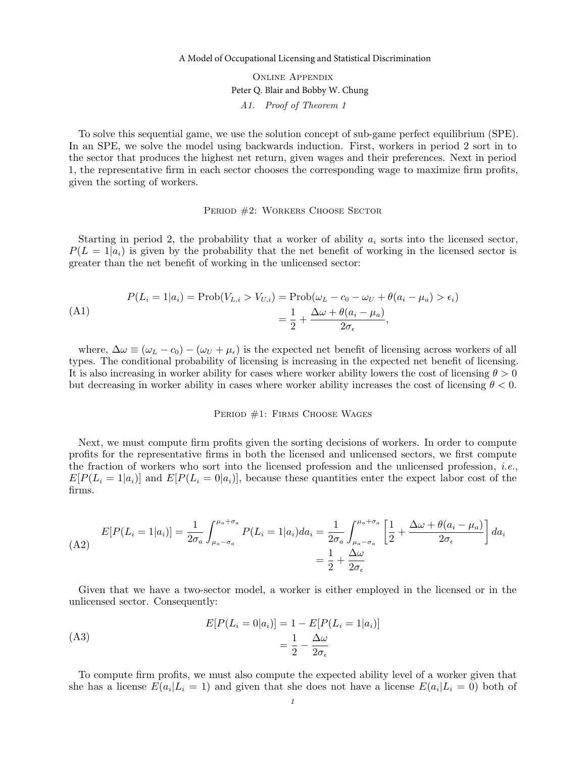A Model of Occupational Licensing and Statistical Discrimination

Online Appendix

Peter Q. Blair and Bobby W. Chung

*A1. Proof of Theorem 1*

To solve this sequential game, we use the solution concept of sub-game perfect equilibrium (SPE). In an SPE, we solve the model using backwards induction. First, workers in period 2 sort in to the sector that produces the highest net return, given wages and their preferences. Next in period 1, the representative firm in each sector chooses the corresponding wage to maximize firm profits, given the sorting of workers.

## Period #2: Workers Choose Sector

Starting in period 2, the probability that a worker of ability $a_i$ sorts into the licensed sector, $P(L = 1|a_i)$ is given by the probability that the net benefit of working in the licensed sector is greater than the net benefit of working in the unlicensed sector:

$$
\begin{aligned}
P(L_i = 1|a_i) &= \text{Prob}(V_{L,i} > V_{U,i}) = \text{Prob}(\omega_L - c_0 - \omega_U + \theta(a_i - \mu_a) > \epsilon_i) \\
&= \frac{1}{2} + \frac{\Delta\omega + \theta(a_i - \mu_a)}{2\sigma_\epsilon},
\end{aligned}
\tag{A1}
$$

where, $\Delta\omega \equiv (\omega_L - c_0) - (\omega_U + \mu_\epsilon)$ is the expected net benefit of licensing across workers of all types. The conditional probability of licensing is increasing in the expected net benefit of licensing. It is also increasing in worker ability for cases where worker ability lowers the cost of licensing $\theta > 0$ but decreasing in worker ability in cases where worker ability increases the cost of licensing $\theta < 0$.

## Period #1: Firms Choose Wages

Next, we must compute firm profits given the sorting decisions of workers. In order to compute profits for the representative firms in both the licensed and unlicensed sectors, we first compute the fraction of workers who sort into the licensed profession and the unlicensed profession, *i.e.*, $E[P(L_i = 1|a_i)]$ and $E[P(L_i = 0|a_i)]$, because these quantities enter the expect labor cost of the firms.

$$
\begin{aligned}
E[P(L_i = 1|a_i)] &= \frac{1}{2\sigma_a}\int_{\mu_a - \sigma_a}^{\mu_a + \sigma_a} P(L_i = 1|a_i)da_i = \frac{1}{2\sigma_a}\int_{\mu_a - \sigma_a}^{\mu_a + \sigma_a}\left[\frac{1}{2} + \frac{\Delta\omega + \theta(a_i - \mu_a)}{2\sigma_\epsilon}\right]da_i \\
&= \frac{1}{2} + \frac{\Delta\omega}{2\sigma_\epsilon}
\end{aligned}
\tag{A2}
$$

Given that we have a two-sector model, a worker is either employed in the licensed or in the unlicensed sector. Consequently:

$$
\begin{aligned}
E[P(L_i = 0|a_i)] &= 1 - E[P(L_i = 1|a_i)] \\
&= \frac{1}{2} - \frac{\Delta\omega}{2\sigma_\epsilon}
\end{aligned}
\tag{A3}
$$

To compute firm profits, we must also compute the expected ability level of a worker given that she has a license $E(a_i|L_i = 1)$ and given that she does not have a license $E(a_i|L_i = 0)$ both of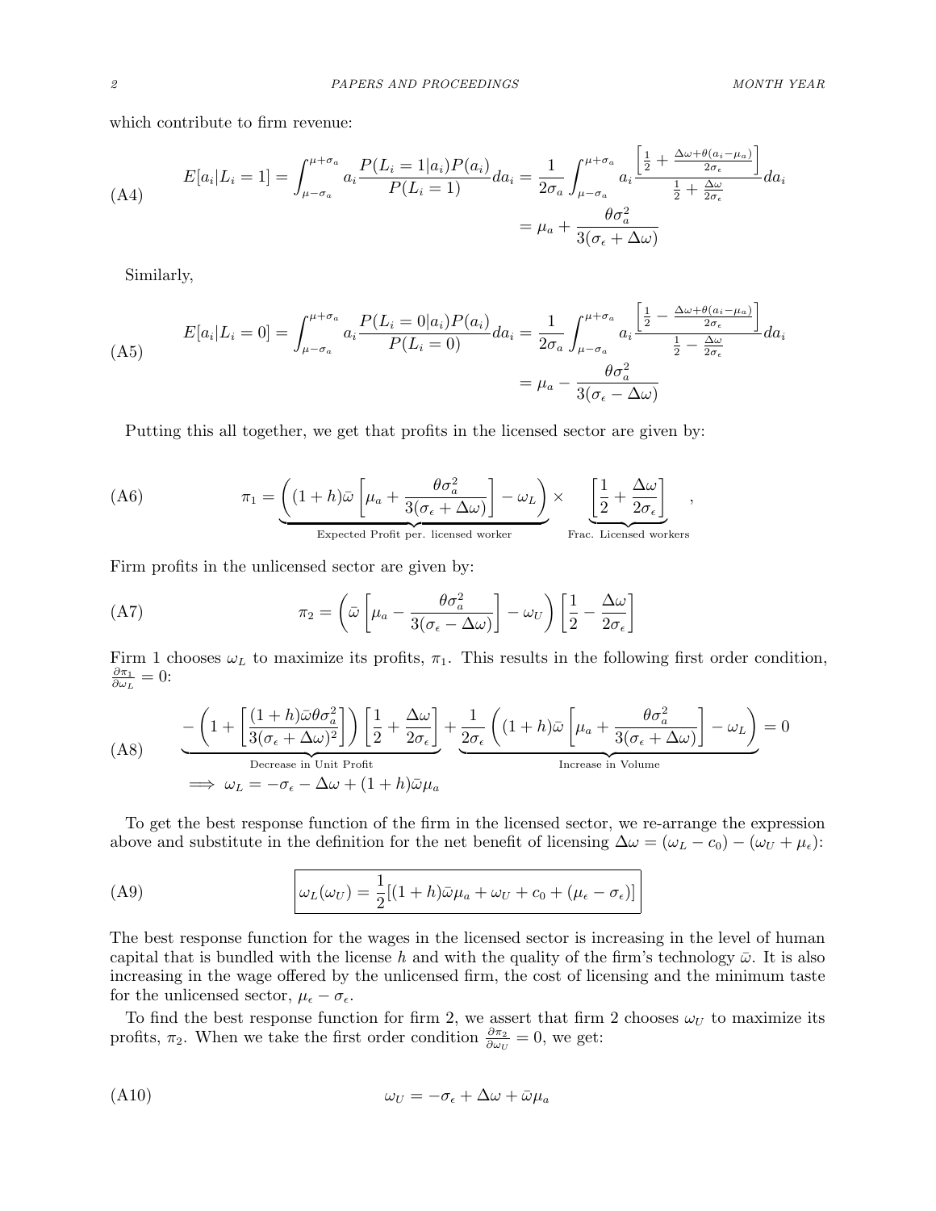which contribute to firm revenue:

$$
E[a_i|L_i=1] = \int_{\mu-\sigma_a}^{\mu+\sigma_a} a_i \frac{P(L_i=1|a_i)P(a_i)}{P(L_i=1)} da_i = \frac{1}{2\sigma_a}\int_{\mu-\sigma_a}^{\mu+\sigma_a} a_i \frac{\left[\frac{1}{2} + \frac{\Delta\omega + \theta(a_i-\mu_a)}{2\sigma_\epsilon}\right]}{\frac{1}{2}+\frac{\Delta\omega}{2\sigma_\epsilon}} da_i = \mu_a + \frac{\theta\sigma_a^2}{3(\sigma_\epsilon + \Delta\omega)} \tag{A4}
$$

Similarly,

$$
E[a_i|L_i=0] = \int_{\mu-\sigma_a}^{\mu+\sigma_a} a_i \frac{P(L_i=0|a_i)P(a_i)}{P(L_i=0)} da_i = \frac{1}{2\sigma_a}\int_{\mu-\sigma_a}^{\mu+\sigma_a} a_i \frac{\left[\frac{1}{2} - \frac{\Delta\omega + \theta(a_i-\mu_a)}{2\sigma_\epsilon}\right]}{\frac{1}{2}-\frac{\Delta\omega}{2\sigma_\epsilon}} da_i = \mu_a - \frac{\theta\sigma_a^2}{3(\sigma_\epsilon - \Delta\omega)} \tag{A5}
$$

Putting this all together, we get that profits in the licensed sector are given by:

$$
\pi_1 = \underbrace{\left((1+h)\bar{\omega}\left[\mu_a + \frac{\theta\sigma_a^2}{3(\sigma_\epsilon+\Delta\omega)}\right] - \omega_L\right)}_{\text{Expected Profit per. licensed worker}} \times \underbrace{\left[\frac{1}{2} + \frac{\Delta\omega}{2\sigma_\epsilon}\right]}_{\text{Frac. Licensed workers}}, \tag{A6}
$$

Firm profits in the unlicensed sector are given by:

$$
\pi_2 = \left(\bar{\omega}\left[\mu_a - \frac{\theta\sigma_a^2}{3(\sigma_\epsilon - \Delta\omega)}\right] - \omega_U\right)\left[\frac{1}{2} - \frac{\Delta\omega}{2\sigma_\epsilon}\right] \tag{A7}
$$

Firm 1 chooses $\omega_L$ to maximize its profits, $\pi_1$. This results in the following first order condition, $\frac{\partial \pi_1}{\partial \omega_L} = 0$:

$$
\underbrace{-\left(1 + \left[\frac{(1+h)\bar{\omega}\theta\sigma_a^2}{3(\sigma_\epsilon+\Delta\omega)^2}\right]\right)\left[\frac{1}{2}+\frac{\Delta\omega}{2\sigma_\epsilon}\right]}_{\text{Decrease in Unit Profit}} + \underbrace{\frac{1}{2\sigma_\epsilon}\left((1+h)\bar{\omega}\left[\mu_a + \frac{\theta\sigma_a^2}{3(\sigma_\epsilon+\Delta\omega)}\right] - \omega_L\right)}_{\text{Increase in Volume}} = 0
$$
$$
\implies \omega_L = -\sigma_\epsilon - \Delta\omega + (1+h)\bar{\omega}\mu_a \tag{A8}
$$

To get the best response function of the firm in the licensed sector, we re-arrange the expression above and substitute in the definition for the net benefit of licensing $\Delta\omega = (\omega_L - c_0) - (\omega_U + \mu_\epsilon)$:

$$
\boxed{\omega_L(\omega_U) = \frac{1}{2}[(1+h)\bar{\omega}\mu_a + \omega_U + c_0 + (\mu_\epsilon - \sigma_\epsilon)]} \tag{A9}
$$

The best response function for the wages in the licensed sector is increasing in the level of human capital that is bundled with the license $h$ and with the quality of the firm's technology $\bar{\omega}$. It is also increasing in the wage offered by the unlicensed firm, the cost of licensing and the minimum taste for the unlicensed sector, $\mu_\epsilon - \sigma_\epsilon$.

To find the best response function for firm 2, we assert that firm 2 chooses $\omega_U$ to maximize its profits, $\pi_2$. When we take the first order condition $\frac{\partial \pi_2}{\partial \omega_U} = 0$, we get:

$$
\omega_U = -\sigma_\epsilon + \Delta\omega + \bar{\omega}\mu_a \tag{A10}
$$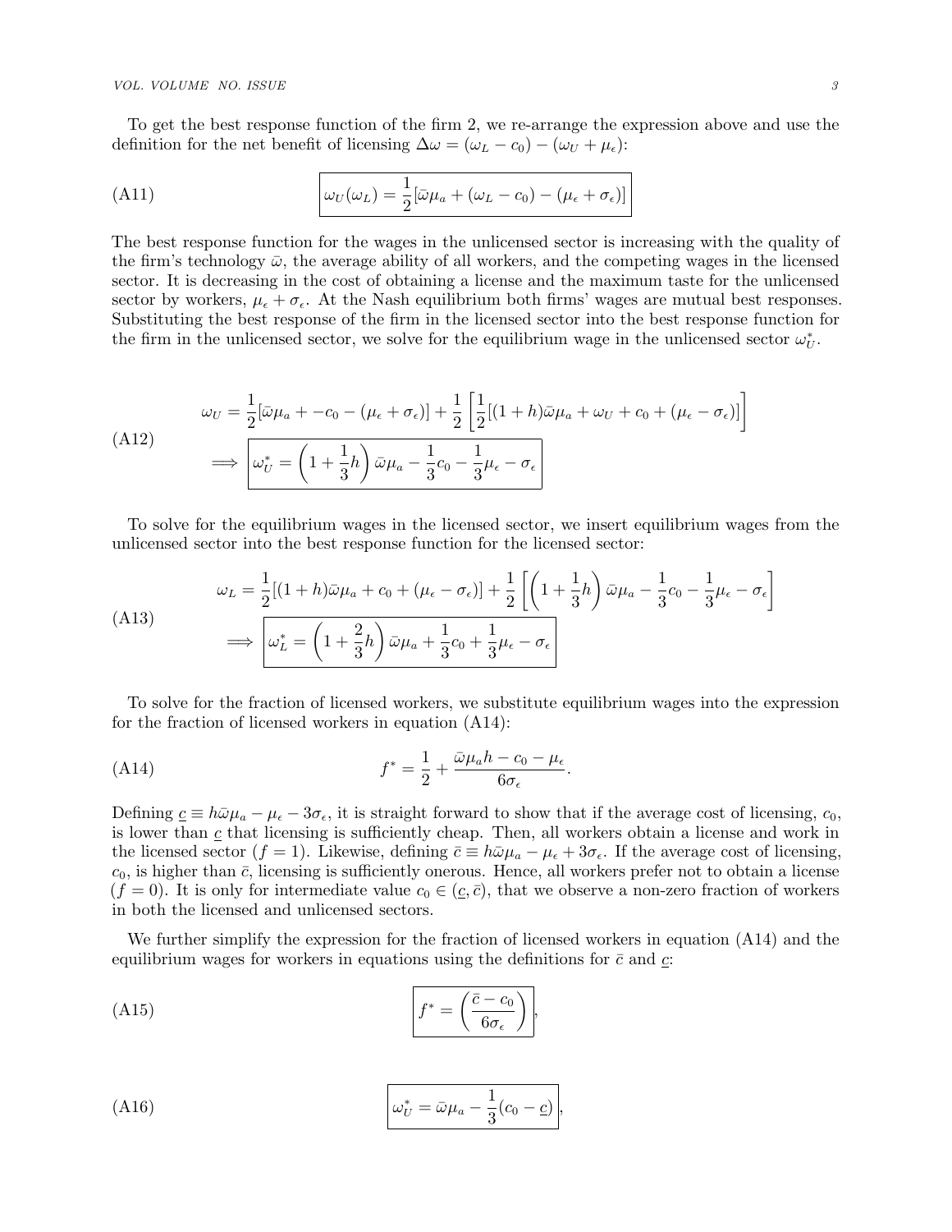To get the best response function of the firm 2, we re-arrange the expression above and use the definition for the net benefit of licensing $\Delta\omega = (\omega_L - c_0) - (\omega_U + \mu_\epsilon)$:

$$\text{(A11)} \qquad \boxed{\omega_U(\omega_L) = \frac{1}{2}[\bar{\omega}\mu_a + (\omega_L - c_0) - (\mu_\epsilon + \sigma_\epsilon)]}$$

The best response function for the wages in the unlicensed sector is increasing with the quality of the firm's technology $\bar{\omega}$, the average ability of all workers, and the competing wages in the licensed sector. It is decreasing in the cost of obtaining a license and the maximum taste for the unlicensed sector by workers, $\mu_\epsilon + \sigma_\epsilon$. At the Nash equilibrium both firms' wages are mutual best responses. Substituting the best response of the firm in the licensed sector into the best response function for the firm in the unlicensed sector, we solve for the equilibrium wage in the unlicensed sector $\omega_U^*$.

$$\text{(A12)} \qquad \begin{aligned} \omega_U &= \frac{1}{2}[\bar{\omega}\mu_a + -c_0 - (\mu_\epsilon + \sigma_\epsilon)] + \frac{1}{2}\left[\frac{1}{2}[(1+h)\bar{\omega}\mu_a + \omega_U + c_0 + (\mu_\epsilon - \sigma_\epsilon)]\right] \\ &\implies \boxed{\omega_U^* = \left(1 + \frac{1}{3}h\right)\bar{\omega}\mu_a - \frac{1}{3}c_0 - \frac{1}{3}\mu_\epsilon - \sigma_\epsilon} \end{aligned}$$

To solve for the equilibrium wages in the licensed sector, we insert equilibrium wages from the unlicensed sector into the best response function for the licensed sector:

$$\text{(A13)} \qquad \begin{aligned} \omega_L &= \frac{1}{2}[(1+h)\bar{\omega}\mu_a + c_0 + (\mu_\epsilon - \sigma_\epsilon)] + \frac{1}{2}\left[\left(1 + \frac{1}{3}h\right)\bar{\omega}\mu_a - \frac{1}{3}c_0 - \frac{1}{3}\mu_\epsilon - \sigma_\epsilon\right] \\ &\implies \boxed{\omega_L^* = \left(1 + \frac{2}{3}h\right)\bar{\omega}\mu_a + \frac{1}{3}c_0 + \frac{1}{3}\mu_\epsilon - \sigma_\epsilon} \end{aligned}$$

To solve for the fraction of licensed workers, we substitute equilibrium wages into the expression for the fraction of licensed workers in equation (A14):

$$\text{(A14)} \qquad f^* = \frac{1}{2} + \frac{\bar{\omega}\mu_a h - c_0 - \mu_\epsilon}{6\sigma_\epsilon}.$$

Defining $\underline{c} \equiv h\bar{\omega}\mu_a - \mu_\epsilon - 3\sigma_\epsilon$, it is straight forward to show that if the average cost of licensing, $c_0$, is lower than $\underline{c}$ that licensing is sufficiently cheap. Then, all workers obtain a license and work in the licensed sector ($f = 1$). Likewise, defining $\bar{c} \equiv h\bar{\omega}\mu_a - \mu_\epsilon + 3\sigma_\epsilon$. If the average cost of licensing, $c_0$, is higher than $\bar{c}$, licensing is sufficiently onerous. Hence, all workers prefer not to obtain a license ($f = 0$). It is only for intermediate value $c_0 \in (\underline{c}, \bar{c})$, that we observe a non-zero fraction of workers in both the licensed and unlicensed sectors.

We further simplify the expression for the fraction of licensed workers in equation (A14) and the equilibrium wages for workers in equations using the definitions for $\bar{c}$ and $\underline{c}$:

$$\text{(A15)} \qquad \boxed{f^* = \left(\frac{\bar{c} - c_0}{6\sigma_\epsilon}\right)},$$

$$\text{(A16)} \qquad \boxed{\omega_U^* = \bar{\omega}\mu_a - \frac{1}{3}(c_0 - \underline{c})},$$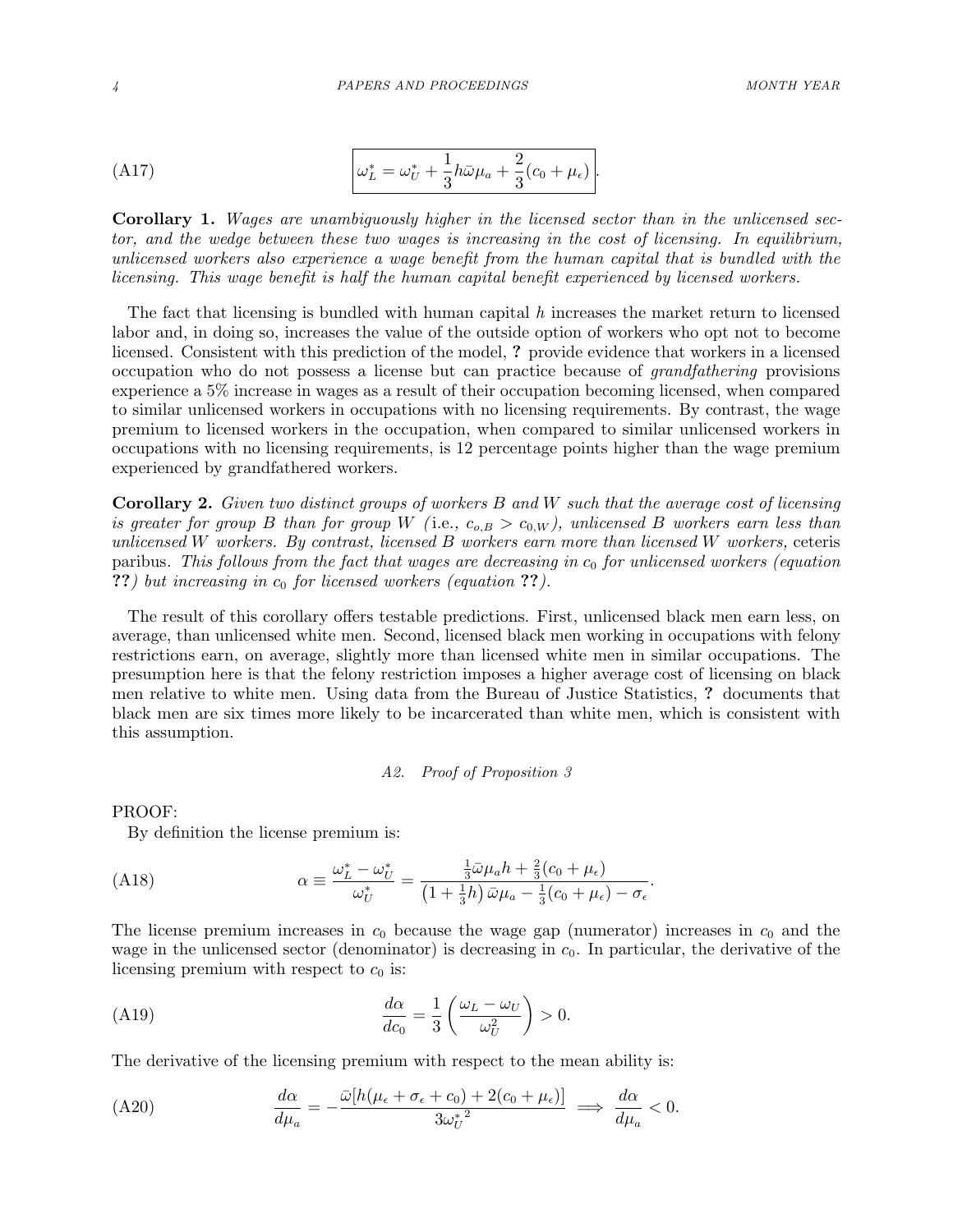$$\boxed{\omega_L^* = \omega_U^* + \frac{1}{3}h\bar{\omega}\mu_a + \frac{2}{3}(c_0 + \mu_\epsilon)}. \tag{A17}$$

**Corollary 1.** *Wages are unambiguously higher in the licensed sector than in the unlicensed sector, and the wedge between these two wages is increasing in the cost of licensing. In equilibrium, unlicensed workers also experience a wage benefit from the human capital that is bundled with the licensing. This wage benefit is half the human capital benefit experienced by licensed workers.*

The fact that licensing is bundled with human capital $h$ increases the market return to licensed labor and, in doing so, increases the value of the outside option of workers who opt not to become licensed. Consistent with this prediction of the model, **?** provide evidence that workers in a licensed occupation who do not possess a license but can practice because of *grandfathering* provisions experience a 5% increase in wages as a result of their occupation becoming licensed, when compared to similar unlicensed workers in occupations with no licensing requirements. By contrast, the wage premium to licensed workers in the occupation, when compared to similar unlicensed workers in occupations with no licensing requirements, is 12 percentage points higher than the wage premium experienced by grandfathered workers.

**Corollary 2.** *Given two distinct groups of workers $B$ and $W$ such that the average cost of licensing is greater for group $B$ than for group $W$ (*i.e., *$c_{o,B} > c_{0,W}$), unlicensed $B$ workers earn less than unlicensed $W$ workers. By contrast, licensed $B$ workers earn more than licensed $W$ workers,* ceteris paribus. *This follows from the fact that wages are decreasing in $c_0$ for unlicensed workers (equation **??**) but increasing in $c_0$ for licensed workers (equation **??**).*

The result of this corollary offers testable predictions. First, unlicensed black men earn less, on average, than unlicensed white men. Second, licensed black men working in occupations with felony restrictions earn, on average, slightly more than licensed white men in similar occupations. The presumption here is that the felony restriction imposes a higher average cost of licensing on black men relative to white men. Using data from the Bureau of Justice Statistics, **?** documents that black men are six times more likely to be incarcerated than white men, which is consistent with this assumption.

### *A2. Proof of Proposition 3*

PROOF:

By definition the license premium is:

$$\alpha \equiv \frac{\omega_L^* - \omega_U^*}{\omega_U^*} = \frac{\frac{1}{3}\bar{\omega}\mu_a h + \frac{2}{3}(c_0 + \mu_\epsilon)}{\left(1 + \frac{1}{3}h\right)\bar{\omega}\mu_a - \frac{1}{3}(c_0 + \mu_\epsilon) - \sigma_\epsilon}. \tag{A18}$$

The license premium increases in $c_0$ because the wage gap (numerator) increases in $c_0$ and the wage in the unlicensed sector (denominator) is decreasing in $c_0$. In particular, the derivative of the licensing premium with respect to $c_0$ is:

$$\frac{d\alpha}{dc_0} = \frac{1}{3}\left(\frac{\omega_L - \omega_U}{\omega_U^2}\right) > 0. \tag{A19}$$

The derivative of the licensing premium with respect to the mean ability is:

$$\frac{d\alpha}{d\mu_a} = -\frac{\bar{\omega}[h(\mu_\epsilon + \sigma_\epsilon + c_0) + 2(c_0 + \mu_\epsilon)]}{3{\omega_U^*}^2} \implies \frac{d\alpha}{d\mu_a} < 0. \tag{A20}$$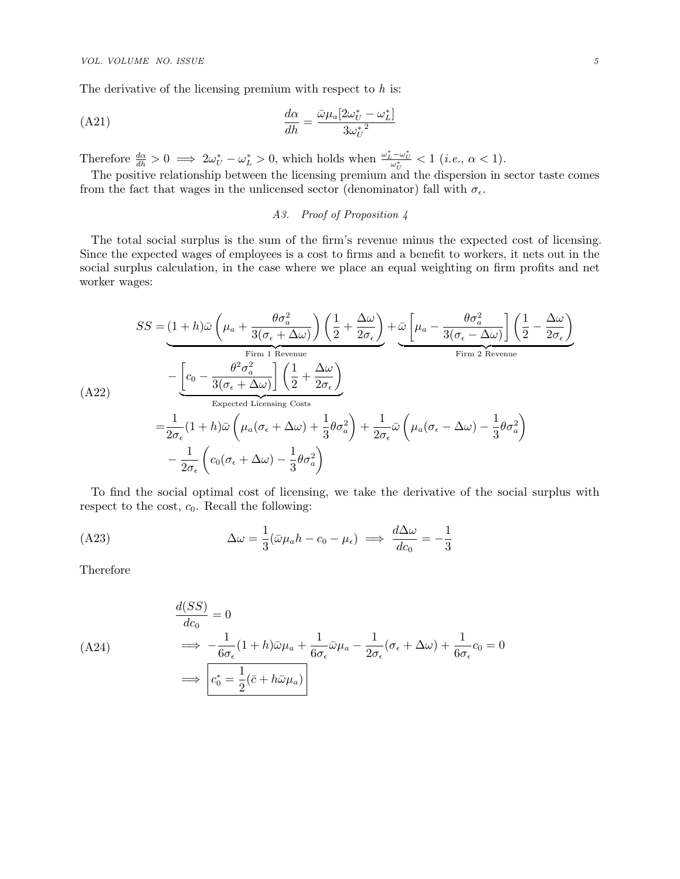The derivative of the licensing premium with respect to $h$ is:

$$
\frac{d\alpha}{dh} = \frac{\bar{\omega}\mu_a[2\omega_U^* - \omega_L^*]}{3{\omega_U^*}^2} \tag{A21}
$$

Therefore $\frac{d\alpha}{dh} > 0 \implies 2\omega_U^* - \omega_L^* > 0$, which holds when $\frac{\omega_L^* - \omega_U^*}{\omega_U^*} < 1$ (*i.e.*, $\alpha < 1$).

The positive relationship between the licensing premium and the dispersion in sector taste comes from the fact that wages in the unlicensed sector (denominator) fall with $\sigma_\epsilon$.

### A3. Proof of Proposition 4

The total social surplus is the sum of the firm's revenue minus the expected cost of licensing. Since the expected wages of employees is a cost to firms and a benefit to workers, it nets out in the social surplus calculation, in the case where we place an equal weighting on firm profits and net worker wages:

$$
\begin{aligned}
SS =& \underbrace{(1+h)\bar{\omega}\left(\mu_a + \frac{\theta\sigma_a^2}{3(\sigma_\epsilon + \Delta\omega)}\right)\left(\frac{1}{2} + \frac{\Delta\omega}{2\sigma_\epsilon}\right)}_{\text{Firm 1 Revenue}} + \underbrace{\bar{\omega}\left[\mu_a - \frac{\theta\sigma_a^2}{3(\sigma_\epsilon - \Delta\omega)}\right]\left(\frac{1}{2} - \frac{\Delta\omega}{2\sigma_\epsilon}\right)}_{\text{Firm 2 Revenue}} \\
& - \underbrace{\left[c_0 - \frac{\theta^2\sigma_a^2}{3(\sigma_\epsilon + \Delta\omega)}\right]\left(\frac{1}{2} + \frac{\Delta\omega}{2\sigma_\epsilon}\right)}_{\text{Expected Licensing Costs}} \\
=& \frac{1}{2\sigma_\epsilon}(1+h)\bar{\omega}\left(\mu_a(\sigma_\epsilon + \Delta\omega) + \frac{1}{3}\theta\sigma_a^2\right) + \frac{1}{2\sigma_\epsilon}\bar{\omega}\left(\mu_a(\sigma_\epsilon - \Delta\omega) - \frac{1}{3}\theta\sigma_a^2\right) \\
& - \frac{1}{2\sigma_\epsilon}\left(c_0(\sigma_\epsilon + \Delta\omega) - \frac{1}{3}\theta\sigma_a^2\right)
\end{aligned} \tag{A22}
$$

To find the social optimal cost of licensing, we take the derivative of the social surplus with respect to the cost, $c_0$. Recall the following:

$$
\Delta\omega = \frac{1}{3}(\bar{\omega}\mu_a h - c_0 - \mu_\epsilon) \implies \frac{d\Delta\omega}{dc_0} = -\frac{1}{3} \tag{A23}
$$

Therefore

$$
\begin{aligned}
& \frac{d(SS)}{dc_0} = 0 \\
& \implies -\frac{1}{6\sigma_\epsilon}(1+h)\bar{\omega}\mu_a + \frac{1}{6\sigma_\epsilon}\bar{\omega}\mu_a - \frac{1}{2\sigma_\epsilon}(\sigma_\epsilon + \Delta\omega) + \frac{1}{6\sigma_\epsilon}c_0 = 0 \\
& \implies \boxed{c_0^* = \frac{1}{2}(\bar{c} + h\bar{\omega}\mu_a)}
\end{aligned} \tag{A24}
$$